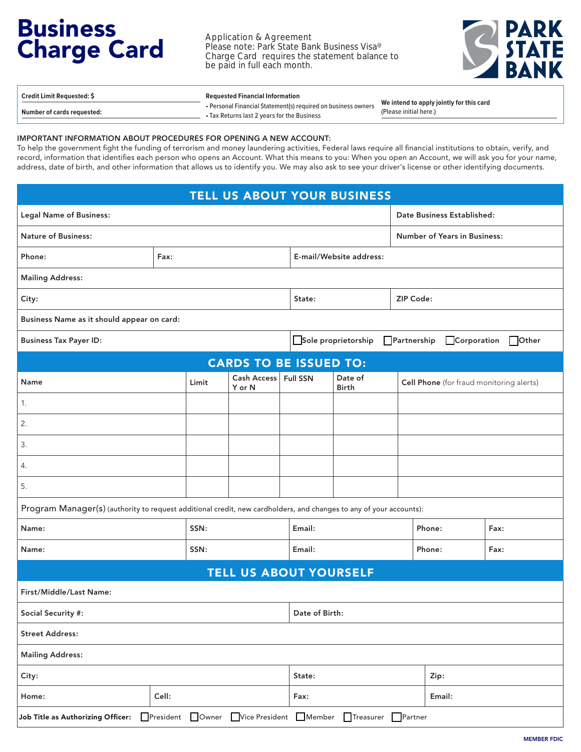# Business Charge Card

Application & Agreement
Please note: Park State Bank Business Visa® Charge Card requires the statement balance to be paid in full each month.

PARK STATE BANK

| Credit Limit Requested: $ | Requested Financial Information | We intend to apply jointly for this card (Please initial here.) |
|---|---|---|
| Number of cards requested: | • Personal Financial Statement(s) required on business owners<br>• Tax Returns last 2 years for the Business | |

**IMPORTANT INFORMATION ABOUT PROCEDURES FOR OPENING A NEW ACCOUNT:**
To help the government fight the funding of terrorism and money laundering activities, Federal laws require all financial institutions to obtain, verify, and record, information that identifies each person who opens an Account. What this means to you: When you open an Account, we will ask you for your name, address, date of birth, and other information that allows us to identify you. We may also ask to see your driver's license or other identifying documents.

## TELL US ABOUT YOUR BUSINESS

| | | | |
|---|---|---|---|
| Legal Name of Business: | | | Date Business Established: |
| Nature of Business: | | | Number of Years in Business: |
| Phone: | Fax: | E-mail/Website address: | |
| Mailing Address: | | | |
| City: | | State: | ZIP Code: |
| Business Name as it should appear on card: | | | |
| Business Tax Payer ID: | | ☐ Sole proprietorship ☐ Partnership ☐ Corporation ☐ Other | |

## CARDS TO BE ISSUED TO:

| Name | Limit | Cash Access Y or N | Full SSN | Date of Birth | Cell Phone (for fraud monitoring alerts) |
|---|---|---|---|---|---|
| 1. | | | | | |
| 2. | | | | | |
| 3. | | | | | |
| 4. | | | | | |
| 5. | | | | | |

Program Manager(s) (authority to request additional credit, new cardholders, and changes to any of your accounts):

| | | | | |
|---|---|---|---|---|
| Name: | SSN: | Email: | Phone: | Fax: |
| Name: | SSN: | Email: | Phone: | Fax: |

## TELL US ABOUT YOURSELF

| | | | |
|---|---|---|---|
| First/Middle/Last Name: | | | |
| Social Security #: | | Date of Birth: | |
| Street Address: | | | |
| Mailing Address: | | | |
| City: | | State: | Zip: |
| Home: | Cell: | Fax: | Email: |

**Job Title as Authorizing Officer:** ☐ President ☐ Owner ☐ Vice President ☐ Member ☐ Treasurer ☐ Partner

MEMBER FDIC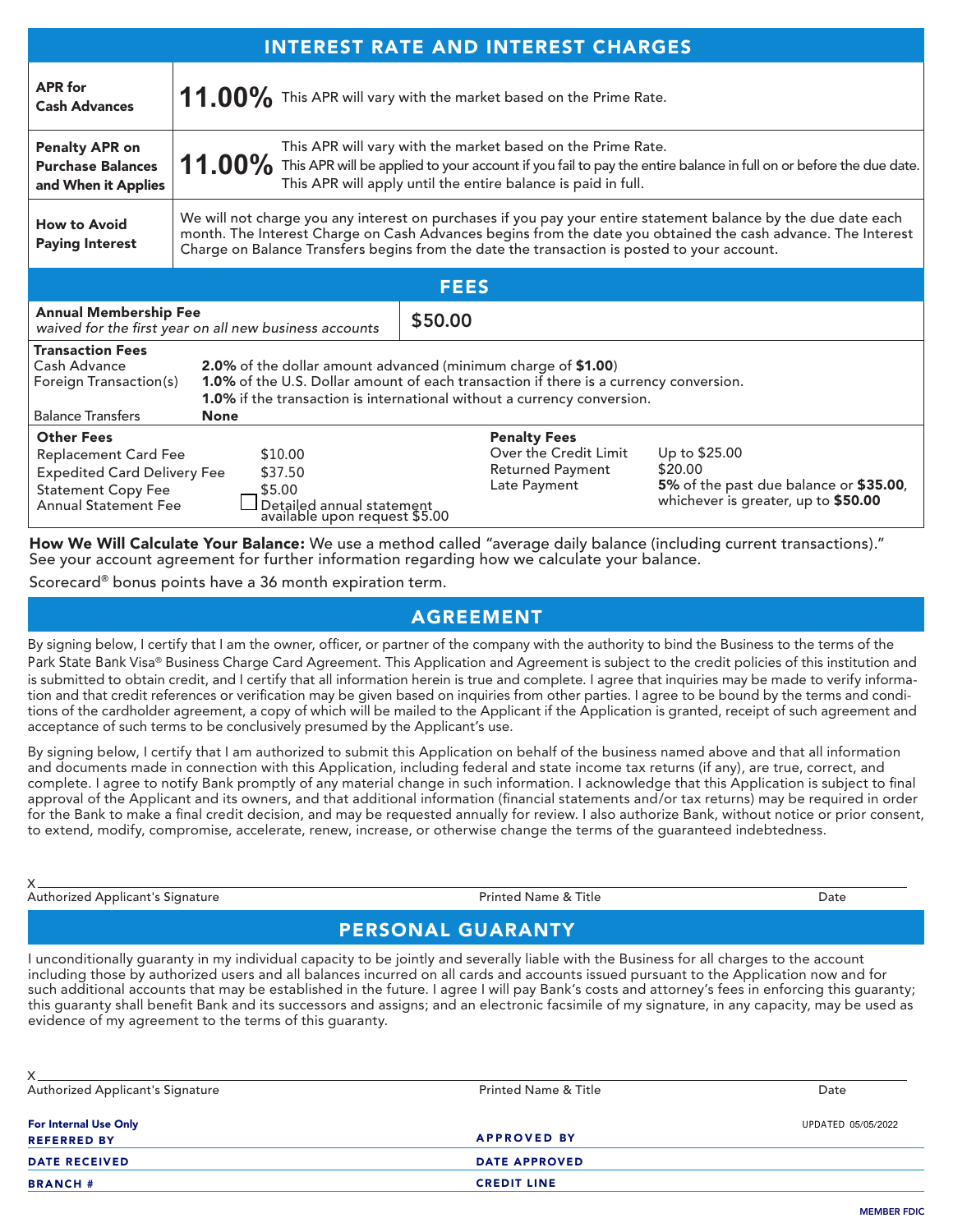## INTEREST RATE AND INTEREST CHARGES

| | | |
|---|---|---|
| **APR for Cash Advances** | **11.00%** | This APR will vary with the market based on the Prime Rate. |
| **Penalty APR on Purchase Balances and When it Applies** | **11.00%** | This APR will vary with the market based on the Prime Rate. This APR will be applied to your account if you fail to pay the entire balance in full on or before the due date. This APR will apply until the entire balance is paid in full. |
| **How to Avoid Paying Interest** | | We will not charge you any interest on purchases if you pay your entire statement balance by the due date each month. The Interest Charge on Cash Advances begins from the date you obtained the cash advance. The Interest Charge on Balance Transfers begins from the date the transaction is posted to your account. |

## FEES

| | |
|---|---|
| **Annual Membership Fee** *waived for the first year on all new business accounts* | **$50.00** |

**Transaction Fees**

| | |
|---|---|
| Cash Advance | **2.0%** of the dollar amount advanced (minimum charge of **$1.00**) |
| Foreign Transaction(s) | **1.0%** of the U.S. Dollar amount of each transaction if there is a currency conversion. **1.0%** if the transaction is international without a currency conversion. |
| Balance Transfers | **None** |

| **Other Fees** | | **Penalty Fees** | |
|---|---|---|---|
| Replacement Card Fee | $10.00 | Over the Credit Limit | Up to $25.00 |
| Expedited Card Delivery Fee | $37.50 | Returned Payment | $20.00 |
| Statement Copy Fee | $5.00 | Late Payment | **5%** of the past due balance or **$35.00**, whichever is greater, up to **$50.00** |
| Annual Statement Fee | ☐ Detailed annual statement available upon request $5.00 | | |

**How We Will Calculate Your Balance:** We use a method called "average daily balance (including current transactions)." See your account agreement for further information regarding how we calculate your balance.

Scorecard® bonus points have a 36 month expiration term.

## AGREEMENT

By signing below, I certify that I am the owner, officer, or partner of the company with the authority to bind the Business to the terms of the Park State Bank Visa® Business Charge Card Agreement. This Application and Agreement is subject to the credit policies of this institution and is submitted to obtain credit, and I certify that all information herein is true and complete. I agree that inquiries may be made to verify information and that credit references or verification may be given based on inquiries from other parties. I agree to be bound by the terms and conditions of the cardholder agreement, a copy of which will be mailed to the Applicant if the Application is granted, receipt of such agreement and acceptance of such terms to be conclusively presumed by the Applicant's use.

By signing below, I certify that I am authorized to submit this Application on behalf of the business named above and that all information and documents made in connection with this Application, including federal and state income tax returns (if any), are true, correct, and complete. I agree to notify Bank promptly of any material change in such information. I acknowledge that this Application is subject to final approval of the Applicant and its owners, and that additional information (financial statements and/or tax returns) may be required in order for the Bank to make a final credit decision, and may be requested annually for review. I also authorize Bank, without notice or prior consent, to extend, modify, compromise, accelerate, renew, increase, or otherwise change the terms of the guaranteed indebtedness.

X \_\_\_\_\_\_\_\_\_\_\_\_\_\_\_\_\_\_\_\_\_\_\_\_\_\_\_\_\_\_\_\_\_\_\_\_\_\_\_\_\_\_\_\_\_\_\_\_

Authorized Applicant's Signature | Printed Name & Title | Date

## PERSONAL GUARANTY

I unconditionally guaranty in my individual capacity to be jointly and severally liable with the Business for all charges to the account including those by authorized users and all balances incurred on all cards and accounts issued pursuant to the Application now and for such additional accounts that may be established in the future. I agree I will pay Bank's costs and attorney's fees in enforcing this guaranty; this guaranty shall benefit Bank and its successors and assigns; and an electronic facsimile of my signature, in any capacity, may be used as evidence of my agreement to the terms of this guaranty.

X \_\_\_\_\_\_\_\_\_\_\_\_\_\_\_\_\_\_\_\_\_\_\_\_\_\_\_\_\_\_\_\_\_\_\_\_\_\_\_\_\_\_\_\_\_\_\_\_

Authorized Applicant's Signature | Printed Name & Title | Date

**For Internal Use Only**

UPDATED 05/05/2022

| | |
|---|---|
| **REFERRED BY** | **APPROVED BY** |
| **DATE RECEIVED** | **DATE APPROVED** |
| **BRANCH #** | **CREDIT LINE** |

MEMBER FDIC